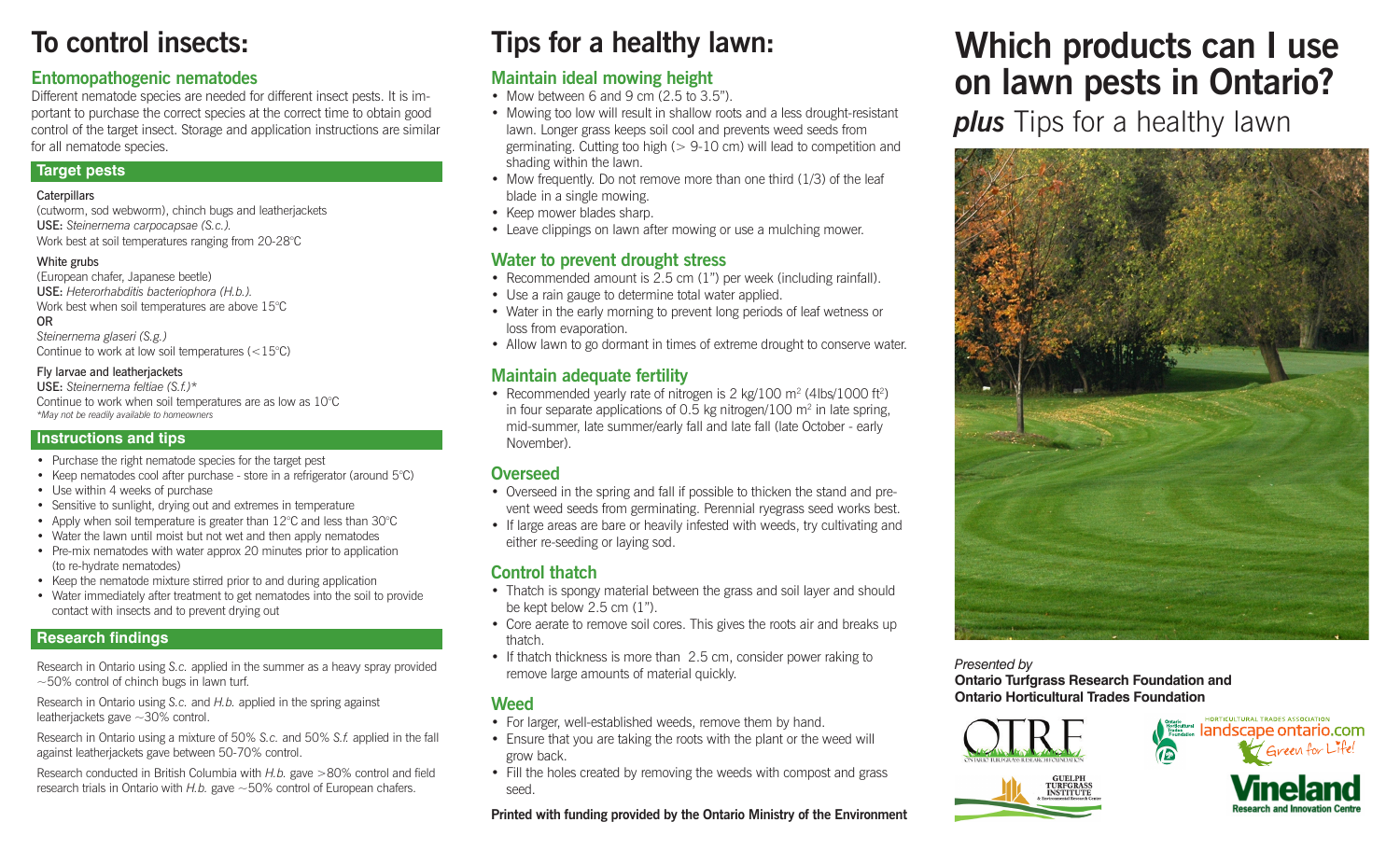# To control insects:

## Entomopathogenic nematodes

Different nematode species are needed for different insect pests. It is important to purchase the correct species at the correct time to obtain good control of the target insect. Storage and application instructions are similar for all nematode species.

### Target pests

Caterpillars

(cutworm, sod webworm), chinch bugs and leatherjackets

USE: *Steinernema carpocapsae (S.c.).*

Work best at soil temperatures ranging from 20-28°C

White grubs

(European chafer, Japanese beetle)

USE: *Heterorhabditis bacteriophora (H.b.).*

Work best when soil temperatures are above 15°C

OR

*Steinernema glaseri (S.g.)*

Continue to work at low soil temperatures (<15°C)

Fly larvae and leatherjackets

USE: *Steinernema feltiae (S.f.)\**

Continue to work when soil temperatures are as low as 10°C

*\*May not be readily available to homeowners*

### Instructions and tips

- Purchase the right nematode species for the target pest
- Keep nematodes cool after purchase - store in a refrigerator (around 5°C)
- Use within 4 weeks of purchase
- Sensitive to sunlight, drying out and extremes in temperature
- Apply when soil temperature is greater than 12°C and less than 30°C
- Water the lawn until moist but not wet and then apply nematodes
- Pre-mix nematodes with water approx 20 minutes prior to application (to re-hydrate nematodes)
- Keep the nematode mixture stirred prior to and during application
- Water immediately after treatment to get nematodes into the soil to provide contact with insects and to prevent drying out

### Research findings

Research in Ontario using *S.c.* applied in the summer as a heavy spray provided ~50% control of chinch bugs in lawn turf.

Research in Ontario using *S.c.* and *H.b.* applied in the spring against leatherjackets gave ~30% control.

Research in Ontario using a mixture of 50% *S.c.* and 50% *S.f.* applied in the fall against leatherjackets gave between 50-70% control.

Research conducted in British Columbia with *H.b.* gave >80% control and field research trials in Ontario with *H.b.* gave ~50% control of European chafers.

# Tips for a healthy lawn:

## Maintain ideal mowing height

- Mow between 6 and 9 cm (2.5 to 3.5").
- Mowing too low will result in shallow roots and a less drought-resistant lawn. Longer grass keeps soil cool and prevents weed seeds from germinating. Cutting too high (> 9-10 cm) will lead to competition and shading within the lawn.
- Mow frequently. Do not remove more than one third (1/3) of the leaf blade in a single mowing.
- Keep mower blades sharp.
- Leave clippings on lawn after mowing or use a mulching mower.

## Water to prevent drought stress

- Recommended amount is 2.5 cm (1") per week (including rainfall).
- Use a rain gauge to determine total water applied.
- Water in the early morning to prevent long periods of leaf wetness or loss from evaporation.
- Allow lawn to go dormant in times of extreme drought to conserve water.

## Maintain adequate fertility

- Recommended yearly rate of nitrogen is 2 kg/100 m$^2$ (4lbs/1000 ft$^2$) in four separate applications of 0.5 kg nitrogen/100 m$^2$ in late spring, mid-summer, late summer/early fall and late fall (late October - early November).

## Overseed

- Overseed in the spring and fall if possible to thicken the stand and prevent weed seeds from germinating. Perennial ryegrass seed works best.
- If large areas are bare or heavily infested with weeds, try cultivating and either re-seeding or laying sod.

## Control thatch

- Thatch is spongy material between the grass and soil layer and should be kept below 2.5 cm (1").
- Core aerate to remove soil cores. This gives the roots air and breaks up thatch.
- If thatch thickness is more than 2.5 cm, consider power raking to remove large amounts of material quickly.

## Weed

- For larger, well-established weeds, remove them by hand.
- Ensure that you are taking the roots with the plant or the weed will grow back.
- Fill the holes created by removing the weeds with compost and grass seed.

**Printed with funding provided by the Ontario Ministry of the Environment**

# Which products can I use on lawn pests in Ontario?

***plus*** Tips for a healthy lawn

*Presented by*

**Ontario Turfgrass Research Foundation and Ontario Horticultural Trades Foundation**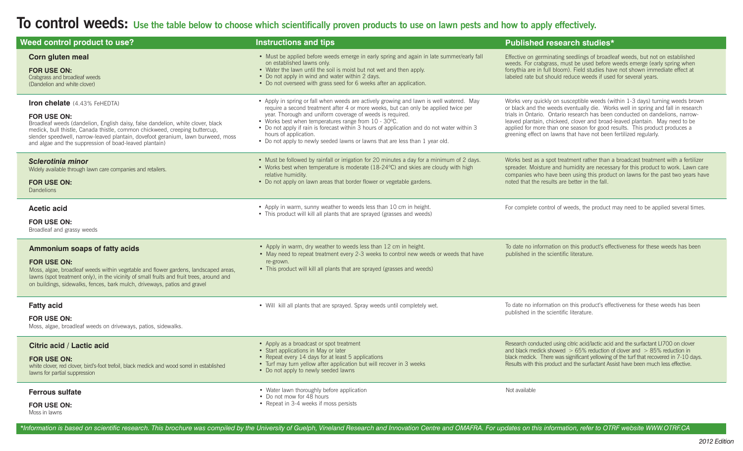# To control weeds: Use the table below to choose which scientifically proven products to use on lawn pests and how to apply effectively.

| Weed control product to use? | Instructions and tips | Published research studies* |
|---|---|---|
| **Corn gluten meal**<br><br>**FOR USE ON:**<br>Crabgrass and broadleaf weeds (Dandelion and white clover) | • Must be applied before weeds emerge in early spring and again in late summer/early fall on established lawns only.<br>• Water the lawn until the soil is moist but not wet and then apply.<br>• Do not apply in wind and water within 2 days.<br>• Do not overseed with grass seed for 6 weeks after an application. | Effective on germinating seedlings of broadleaf weeds, but not on established weeds. For crabgrass, must be used before weeds emerge (early spring when forsythia are in full bloom). Field studies have not shown immediate effect at labeled rate but should reduce weeds if used for several years. |
| **Iron chelate** (4.43% FeHEDTA)<br><br>**FOR USE ON:**<br>Broadleaf weeds (dandelion, English daisy, false dandelion, white clover, black medick, bull thistle, Canada thistle, common chickweed, creeping buttercup, slender speedwell, narrow-leaved plantain, dovefoot geranium, lawn burweed, moss and algae and the suppression of boad-leaved plantain) | • Apply in spring or fall when weeds are actively growing and lawn is well watered. May require a second treatment after 4 or more weeks, but can only be applied twice per year. Thorough and uniform coverage of weeds is required.<br>• Works best when temperatures range from 10 - 30ºC.<br>• Do not apply if rain is forecast within 3 hours of application and do not water within 3 hours of application.<br>• Do not apply to newly seeded lawns or lawns that are less than 1 year old. | Works very quickly on susceptible weeds (within 1-3 days) turning weeds brown or black and the weeds eventually die. Works well in spring and fall in research trials in Ontario. Ontario research has been conducted on dandelions, narrow-leaved plantain, chickeed, clover and broad-leaved plantain. May need to be applied for more than one season for good results. This product produces a greening effect on lawns that have not been fertilized regularly. |
| ***Sclerotinia minor***<br>Widely available through lawn care companies and retailers.<br><br>**FOR USE ON:**<br>Dandelions | • Must be followed by rainfall or irrigation for 20 minutes a day for a minimum of 2 days.<br>• Works best when temperature is moderate (18-24ºC) and skies are cloudy with high relative humidity.<br>• Do not apply on lawn areas that border flower or vegetable gardens. | Works best as a spot treatment rather than a broadcast treatment with a fertilizer spreader. Moisture and humidity are necessary for this product to work. Lawn care companies who have been using this product on lawns for the past two years have noted that the results are better in the fall. |
| **Acetic acid**<br><br>**FOR USE ON:**<br>Broadleaf and grassy weeds | • Apply in warm, sunny weather to weeds less than 10 cm in height.<br>• This product will kill all plants that are sprayed (grasses and weeds) | For complete control of weeds, the product may need to be applied several times. |
| **Ammonium soaps of fatty acids**<br><br>**FOR USE ON:**<br>Moss, algae, broadleaf weeds within vegetable and flower gardens, landscaped areas, lawns (spot treatment only), in the vicinity of small fruits and fruit trees, around and on buildings, sidewalks, fences, bark mulch, driveways, patios and gravel | • Apply in warm, dry weather to weeds less than 12 cm in height.<br>• May need to repeat treatment every 2-3 weeks to control new weeds or weeds that have re-grown.<br>• This product will kill all plants that are sprayed (grasses and weeds) | To date no information on this product's effectiveness for these weeds has been published in the scientific literature. |
| **Fatty acid**<br><br>**FOR USE ON:**<br>Moss, algae, broadleaf weeds on driveways, patios, sidewalks. | • Will kill all plants that are sprayed. Spray weeds until completely wet. | To date no information on this product's effectiveness for these weeds has been published in the scientific literature. |
| **Citric acid / Lactic acid**<br><br>**FOR USE ON:**<br>white clover, red clover, bird's-foot trefoil, black medick and wood sorrel in established lawns for partial suppression | • Apply as a broadcast or spot treatment<br>• Start applications in May or later<br>• Repeat every 14 days for at least 5 applications<br>• Turf may turn yellow after application but will recover in 3 weeks<br>• Do not apply to newly seeded lawns | Research conducted using citric acid/lactic acid and the surfactant LI700 on clover and black medick showed > 65% reduction of clover and > 85% reduction in black medick. There was significant yellowing of the turf that recovered in 7-10 days. Results with this product and the surfactant Assist have been much less effective. |
| **Ferrous sulfate**<br><br>**FOR USE ON:**<br>Moss in lawns | • Water lawn thoroughly before application<br>• Do not mow for 48 hours<br>• Repeat in 3-4 weeks if moss persists | Not available |

**Information is based on scientific research. This brochure was compiled by the University of Guelph, Vineland Research and Innovation Centre and OMAFRA. For updates on this information, refer to OTRF website WWW.OTRF.CA*

*2012 Edition*